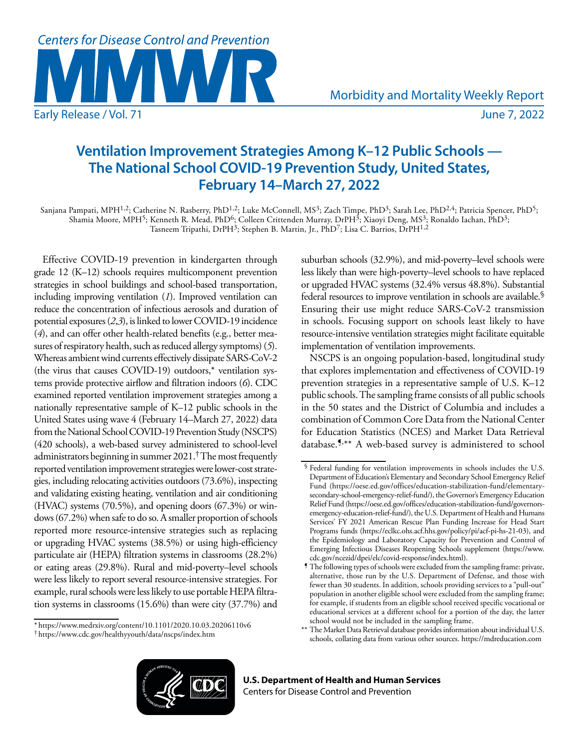# Ventilation Improvement Strategies Among K–12 Public Schools — The National School COVID-19 Prevention Study, United States, February 14–March 27, 2022

Sanjana Pampati, MPH[1,2]; Catherine N. Rasberry, PhD[1,2]; Luke McConnell, MS[3]; Zach Timpe, PhD[3]; Sarah Lee, PhD[2,4]; Patricia Spencer, PhD[5]; Shamia Moore, MPH[5]; Kenneth R. Mead, PhD[6]; Colleen Crittenden Murray, DrPH[3]; Xiaoyi Deng, MS[3]; Ronaldo Iachan, PhD[3]; Tasneem Tripathi, DrPH[3]; Stephen B. Martin, Jr., PhD[7]; Lisa C. Barrios, DrPH[1,2]

Effective COVID-19 prevention in kindergarten through grade 12 (K–12) schools requires multicomponent prevention strategies in school buildings and school-based transportation, including improving ventilation (*1*). Improved ventilation can reduce the concentration of infectious aerosols and duration of potential exposures (*2*,*3*), is linked to lower COVID-19 incidence (*4*), and can offer other health-related benefits (e.g., better measures of respiratory health, such as reduced allergy symptoms) (*5*). Whereas ambient wind currents effectively dissipate SARS-CoV-2 (the virus that causes COVID-19) outdoors,* ventilation systems provide protective airflow and filtration indoors (*6*). CDC examined reported ventilation improvement strategies among a nationally representative sample of K–12 public schools in the United States using wave 4 (February 14–March 27, 2022) data from the National School COVID-19 Prevention Study (NSCPS) (420 schools), a web-based survey administered to school-level administrators beginning in summer 2021.† The most frequently reported ventilation improvement strategies were lower-cost strategies, including relocating activities outdoors (73.6%), inspecting and validating existing heating, ventilation and air conditioning (HVAC) systems (70.5%), and opening doors (67.3%) or windows (67.2%) when safe to do so. A smaller proportion of schools reported more resource-intensive strategies such as replacing or upgrading HVAC systems (38.5%) or using high-efficiency particulate air (HEPA) filtration systems in classrooms (28.2%) or eating areas (29.8%). Rural and mid-poverty–level schools were less likely to report several resource-intensive strategies. For example, rural schools were less likely to use portable HEPA filtration systems in classrooms (15.6%) than were city (37.7%) and suburban schools (32.9%), and mid-poverty–level schools were less likely than were high-poverty–level schools to have replaced or upgraded HVAC systems (32.4% versus 48.8%). Substantial federal resources to improve ventilation in schools are available.§ Ensuring their use might reduce SARS-CoV-2 transmission in schools. Focusing support on schools least likely to have resource-intensive ventilation strategies might facilitate equitable implementation of ventilation improvements.

NSCPS is an ongoing population-based, longitudinal study that explores implementation and effectiveness of COVID-19 prevention strategies in a representative sample of U.S. K–12 public schools. The sampling frame consists of all public schools in the 50 states and the District of Columbia and includes a combination of Common Core Data from the National Center for Education Statistics (NCES) and Market Data Retrieval database.¶,** A web-based survey is administered to school

---

\* https://www.medrxiv.org/content/10.1101/2020.10.03.20206110v6

† https://www.cdc.gov/healthyyouth/data/nscps/index.htm

§ Federal funding for ventilation improvements in schools includes the U.S. Department of Education's Elementary and Secondary School Emergency Relief Fund (https://oese.ed.gov/offices/education-stabilization-fund/elementary-secondary-school-emergency-relief-fund/), the Governor's Emergency Education Relief Fund (https://oese.ed.gov/offices/education-stabilization-fund/governors-emergency-education-relief-fund/), the U.S. Department of Health and Humans Services' FY 2021 American Rescue Plan Funding Increase for Head Start Programs funds (https://eclkc.ohs.acf.hhs.gov/policy/pi/acf-pi-hs-21-03), and the Epidemiology and Laboratory Capacity for Prevention and Control of Emerging Infectious Diseases Reopening Schools supplement (https://www.cdc.gov/ncezid/dpei/elc/covid-response/index.html).

¶ The following types of schools were excluded from the sampling frame: private, alternative, those run by the U.S. Department of Defense, and those with fewer than 30 students. In addition, schools providing services to a "pull-out" population in another eligible school were excluded from the sampling frame; for example, if students from an eligible school received specific vocational or educational services at a different school for a portion of the day, the latter school would not be included in the sampling frame.

\*\* The Market Data Retrieval database provides information about individual U.S. schools, collating data from various other sources. https://mdreducation.com

**U.S. Department of Health and Human Services**
Centers for Disease Control and Prevention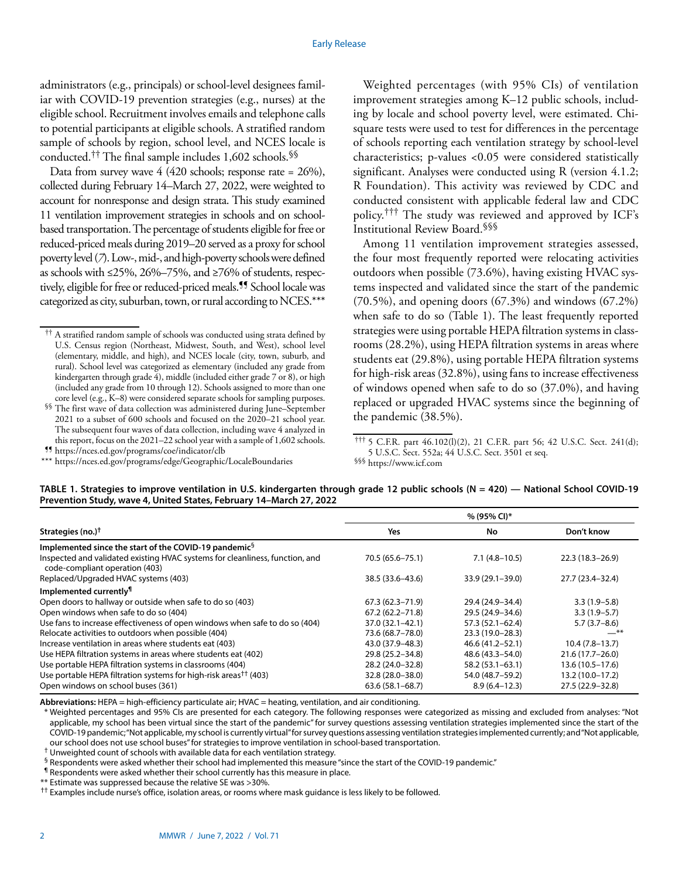administrators (e.g., principals) or school-level designees familiar with COVID-19 prevention strategies (e.g., nurses) at the eligible school. Recruitment involves emails and telephone calls to potential participants at eligible schools. A stratified random sample of schools by region, school level, and NCES locale is conducted.[††] The final sample includes 1,602 schools.[§§]

Data from survey wave 4 (420 schools; response rate = 26%), collected during February 14–March 27, 2022, were weighted to account for nonresponse and design strata. This study examined 11 ventilation improvement strategies in schools and on school-based transportation. The percentage of students eligible for free or reduced-priced meals during 2019–20 served as a proxy for school poverty level (*7*). Low-, mid-, and high-poverty schools were defined as schools with ≤25%, 26%–75%, and ≥76% of students, respectively, eligible for free or reduced-priced meals.[¶¶] School locale was categorized as city, suburban, town, or rural according to NCES.[***]

Weighted percentages (with 95% CIs) of ventilation improvement strategies among K–12 public schools, including by locale and school poverty level, were estimated. Chi-square tests were used to test for differences in the percentage of schools reporting each ventilation strategy by school-level characteristics; p-values <0.05 were considered statistically significant. Analyses were conducted using R (version 4.1.2; R Foundation). This activity was reviewed by CDC and conducted consistent with applicable federal law and CDC policy.[†††] The study was reviewed and approved by ICF's Institutional Review Board.[§§§]

Among 11 ventilation improvement strategies assessed, the four most frequently reported were relocating activities outdoors when possible (73.6%), having existing HVAC systems inspected and validated since the start of the pandemic (70.5%), and opening doors (67.3%) and windows (67.2%) when safe to do so (Table 1). The least frequently reported strategies were using portable HEPA filtration systems in classrooms (28.2%), using HEPA filtration systems in areas where students eat (29.8%), using portable HEPA filtration systems for high-risk areas (32.8%), using fans to increase effectiveness of windows opened when safe to do so (37.0%), and having replaced or upgraded HVAC systems since the beginning of the pandemic (38.5%).

[††] A stratified random sample of schools was conducted using strata defined by U.S. Census region (Northeast, Midwest, South, and West), school level (elementary, middle, and high), and NCES locale (city, town, suburb, and rural). School level was categorized as elementary (included any grade from kindergarten through grade 4), middle (included either grade 7 or 8), or high (included any grade from 10 through 12). Schools assigned to more than one core level (e.g., K–8) were considered separate schools for sampling purposes.

[§§] The first wave of data collection was administered during June–September 2021 to a subset of 600 schools and focused on the 2020–21 school year. The subsequent four waves of data collection, including wave 4 analyzed in this report, focus on the 2021–22 school year with a sample of 1,602 schools.

[¶¶] https://nces.ed.gov/programs/coe/indicator/clb

[***] https://nces.ed.gov/programs/edge/Geographic/LocaleBoundaries

[†††] 5 C.F.R. part 46.102(l)(2), 21 C.F.R. part 56; 42 U.S.C. Sect. 241(d); 5 U.S.C. Sect. 552a; 44 U.S.C. Sect. 3501 et seq.

[§§§] https://www.icf.com

**TABLE 1. Strategies to improve ventilation in U.S. kindergarten through grade 12 public schools (N = 420) — National School COVID-19 Prevention Study, wave 4, United States, February 14–March 27, 2022**

| Strategies (no.)[†] | % (95% CI)* | | |
|---|---|---|---|
| | **Yes** | **No** | **Don't know** |
| **Implemented since the start of the COVID-19 pandemic[§]** | | | |
| Inspected and validated existing HVAC systems for cleanliness, function, and code-compliant operation (403) | 70.5 (65.6–75.1) | 7.1 (4.8–10.5) | 22.3 (18.3–26.9) |
| Replaced/Upgraded HVAC systems (403) | 38.5 (33.6–43.6) | 33.9 (29.1–39.0) | 27.7 (23.4–32.4) |
| **Implemented currently[¶]** | | | |
| Open doors to hallway or outside when safe to do so (403) | 67.3 (62.3–71.9) | 29.4 (24.9–34.4) | 3.3 (1.9–5.8) |
| Open windows when safe to do so (404) | 67.2 (62.2–71.8) | 29.5 (24.9–34.6) | 3.3 (1.9–5.7) |
| Use fans to increase effectiveness of open windows when safe to do so (404) | 37.0 (32.1–42.1) | 57.3 (52.1–62.4) | 5.7 (3.7–8.6) |
| Relocate activities to outdoors when possible (404) | 73.6 (68.7–78.0) | 23.3 (19.0–28.3) | —** |
| Increase ventilation in areas where students eat (403) | 43.0 (37.9–48.3) | 46.6 (41.2–52.1) | 10.4 (7.8–13.7) |
| Use HEPA filtration systems in areas where students eat (402) | 29.8 (25.2–34.8) | 48.6 (43.3–54.0) | 21.6 (17.7–26.0) |
| Use portable HEPA filtration systems in classrooms (404) | 28.2 (24.0–32.8) | 58.2 (53.1–63.1) | 13.6 (10.5–17.6) |
| Use portable HEPA filtration systems for high-risk areas[††] (403) | 32.8 (28.0–38.0) | 54.0 (48.7–59.2) | 13.2 (10.0–17.2) |
| Open windows on school buses (361) | 63.6 (58.1–68.7) | 8.9 (6.4–12.3) | 27.5 (22.9–32.8) |

**Abbreviations:** HEPA = high-efficiency particulate air; HVAC = heating, ventilation, and air conditioning.

\* Weighted percentages and 95% CIs are presented for each category. The following responses were categorized as missing and excluded from analyses: "Not applicable, my school has been virtual since the start of the pandemic" for survey questions assessing ventilation strategies implemented since the start of the COVID-19 pandemic; "Not applicable, my school is currently virtual" for survey questions assessing ventilation strategies implemented currently; and "Not applicable, our school does not use school buses" for strategies to improve ventilation in school-based transportation.

† Unweighted count of schools with available data for each ventilation strategy.

§ Respondents were asked whether their school had implemented this measure "since the start of the COVID-19 pandemic."

¶ Respondents were asked whether their school currently has this measure in place.

** Estimate was suppressed because the relative SE was >30%.

†† Examples include nurse's office, isolation areas, or rooms where mask guidance is less likely to be followed.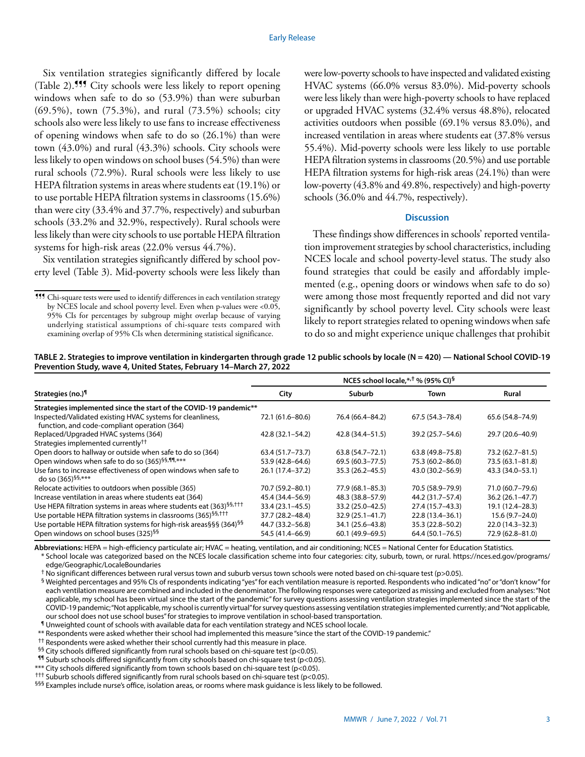Six ventilation strategies significantly differed by locale (Table 2).[¶¶¶] City schools were less likely to report opening windows when safe to do so (53.9%) than were suburban (69.5%), town (75.3%), and rural (73.5%) schools; city schools also were less likely to use fans to increase effectiveness of opening windows when safe to do so (26.1%) than were town (43.0%) and rural (43.3%) schools. City schools were less likely to open windows on school buses (54.5%) than were rural schools (72.9%). Rural schools were less likely to use HEPA filtration systems in areas where students eat (19.1%) or to use portable HEPA filtration systems in classrooms (15.6%) than were city (33.4% and 37.7%, respectively) and suburban schools (33.2% and 32.9%, respectively). Rural schools were less likely than were city schools to use portable HEPA filtration systems for high-risk areas (22.0% versus 44.7%).

Six ventilation strategies significantly differed by school poverty level (Table 3). Mid-poverty schools were less likely than were low-poverty schools to have inspected and validated existing HVAC systems (66.0% versus 83.0%). Mid-poverty schools were less likely than were high-poverty schools to have replaced or upgraded HVAC systems (32.4% versus 48.8%), relocated activities outdoors when possible (69.1% versus 83.0%), and increased ventilation in areas where students eat (37.8% versus 55.4%). Mid-poverty schools were less likely to use portable HEPA filtration systems in classrooms (20.5%) and use portable HEPA filtration systems for high-risk areas (24.1%) than were low-poverty (43.8% and 49.8%, respectively) and high-poverty schools (36.0% and 44.7%, respectively).

[¶¶¶] Chi-square tests were used to identify differences in each ventilation strategy by NCES locale and school poverty level. Even when p-values were <0.05, 95% CIs for percentages by subgroup might overlap because of varying underlying statistical assumptions of chi-square tests compared with examining overlap of 95% CIs when determining statistical significance.

## Discussion

These findings show differences in schools' reported ventilation improvement strategies by school characteristics, including NCES locale and school poverty-level status. The study also found strategies that could be easily and affordably implemented (e.g., opening doors or windows when safe to do so) were among those most frequently reported and did not vary significantly by school poverty level. City schools were least likely to report strategies related to opening windows when safe to do so and might experience unique challenges that prohibit

**TABLE 2. Strategies to improve ventilation in kindergarten through grade 12 public schools by locale (N = 420) — National School COVID-19 Prevention Study, wave 4, United States, February 14–March 27, 2022**

| Strategies (no.)[¶] | NCES school locale,[*,†] % (95% CI)[§] | | | |
|---|---|---|---|---|
| | City | Suburb | Town | Rural |
| **Strategies implemented since the start of the COVID-19 pandemic**[**] | | | | |
| Inspected/Validated existing HVAC systems for cleanliness, function, and code-compliant operation (364) | 72.1 (61.6–80.6) | 76.4 (66.4–84.2) | 67.5 (54.3–78.4) | 65.6 (54.8–74.9) |
| Replaced/Upgraded HVAC systems (364) | 42.8 (32.1–54.2) | 42.8 (34.4–51.5) | 39.2 (25.7–54.6) | 29.7 (20.6–40.9) |
| Strategies implemented currently[††] | | | | |
| Open doors to hallway or outside when safe to do so (364) | 63.4 (51.7–73.7) | 63.8 (54.7–72.1) | 63.8 (49.8–75.8) | 73.2 (62.7–81.5) |
| Open windows when safe to do so (365)[§§,¶¶,***] | 53.9 (42.8–64.6) | 69.5 (60.3–77.5) | 75.3 (60.2–86.0) | 73.5 (63.1–81.8) |
| Use fans to increase effectiveness of open windows when safe to do so (365)[§§,***] | 26.1 (17.4–37.2) | 35.3 (26.2–45.5) | 43.0 (30.2–56.9) | 43.3 (34.0–53.1) |
| Relocate activities to outdoors when possible (365) | 70.7 (59.2–80.1) | 77.9 (68.1–85.3) | 70.5 (58.9–79.9) | 71.0 (60.7–79.6) |
| Increase ventilation in areas where students eat (364) | 45.4 (34.4–56.9) | 48.3 (38.8–57.9) | 44.2 (31.7–57.4) | 36.2 (26.1–47.7) |
| Use HEPA filtration systems in areas where students eat (363)[§§,†††] | 33.4 (23.1–45.5) | 33.2 (25.0–42.5) | 27.4 (15.7–43.3) | 19.1 (12.4–28.3) |
| Use portable HEPA filtration systems in classrooms (365)[§§,†††] | 37.7 (28.2–48.4) | 32.9 (25.1–41.7) | 22.8 (13.4–36.1) | 15.6 (9.7–24.0) |
| Use portable HEPA filtration systems for high-risk areas§§§ (364)[§§] | 44.7 (33.2–56.8) | 34.1 (25.6–43.8) | 35.3 (22.8–50.2) | 22.0 (14.3–32.3) |
| Open windows on school buses (325)[§§] | 54.5 (41.4–66.9) | 60.1 (49.9–69.5) | 64.4 (50.1–76.5) | 72.9 (62.8–81.0) |

**Abbreviations:** HEPA = high-efficiency particulate air; HVAC = heating, ventilation, and air conditioning; NCES = National Center for Education Statistics.

\* School locale was categorized based on the NCES locale classification scheme into four categories: city, suburb, town, or rural. https://nces.ed.gov/programs/edge/Geographic/LocaleBoundaries

† No significant differences between rural versus town and suburb versus town schools were noted based on chi-square test (p>0.05).

§ Weighted percentages and 95% CIs of respondents indicating "yes" for each ventilation measure is reported. Respondents who indicated "no" or "don't know" for each ventilation measure are combined and included in the denominator. The following responses were categorized as missing and excluded from analyses: "Not applicable, my school has been virtual since the start of the pandemic" for survey questions assessing ventilation strategies implemented since the start of the COVID-19 pandemic; "Not applicable, my school is currently virtual" for survey questions assessing ventilation strategies implemented currently; and "Not applicable, our school does not use school buses" for strategies to improve ventilation in school-based transportation.

¶ Unweighted count of schools with available data for each ventilation strategy and NCES school locale.

** Respondents were asked whether their school had implemented this measure "since the start of the COVID-19 pandemic."

†† Respondents were asked whether their school currently had this measure in place.

§§ City schools differed significantly from rural schools based on chi-square test (p<0.05).

¶¶ Suburb schools differed significantly from city schools based on chi-square test (p<0.05).

*** City schools differed significantly from town schools based on chi-square test (p<0.05).

††† Suburb schools differed significantly from rural schools based on chi-square test (p<0.05).

§§§ Examples include nurse's office, isolation areas, or rooms where mask guidance is less likely to be followed.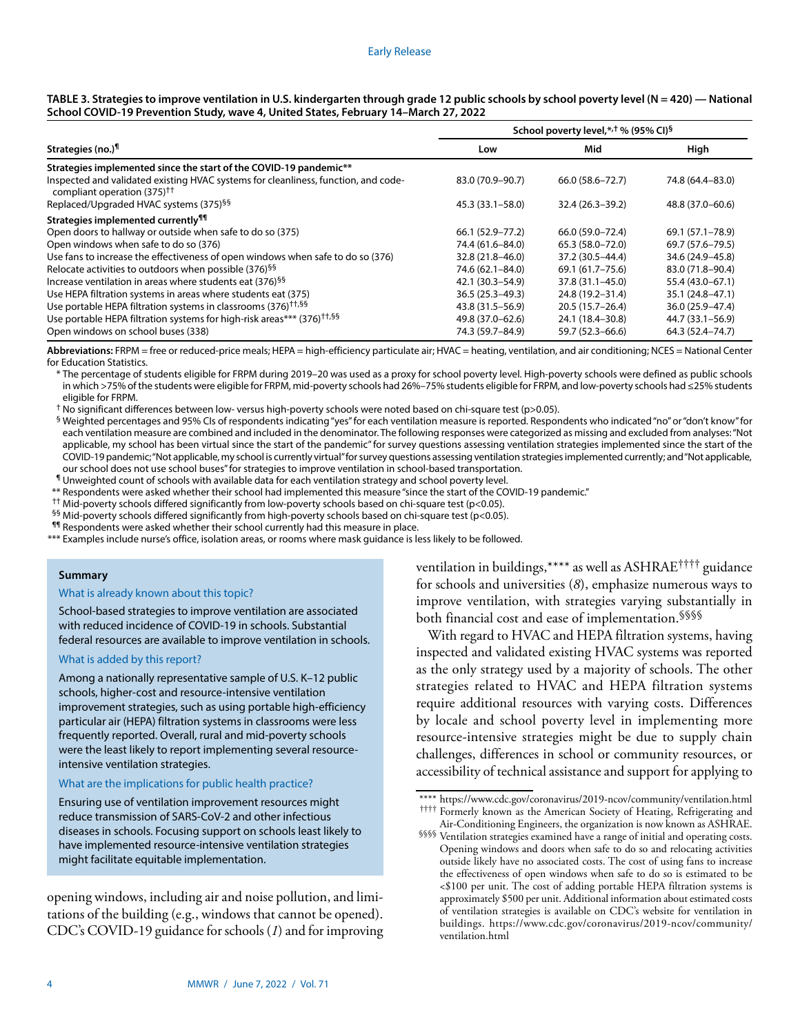**TABLE 3. Strategies to improve ventilation in U.S. kindergarten through grade 12 public schools by school poverty level (N = 420) — National School COVID-19 Prevention Study, wave 4, United States, February 14–March 27, 2022**

| Strategies (no.)[¶] | School poverty level,*,† % (95% CI)[§] | | |
|---|---|---|---|
| | Low | Mid | High |
| **Strategies implemented since the start of the COVID-19 pandemic**** | | | |
| Inspected and validated existing HVAC systems for cleanliness, function, and code-compliant operation (375)[††] | 83.0 (70.9–90.7) | 66.0 (58.6–72.7) | 74.8 (64.4–83.0) |
| Replaced/Upgraded HVAC systems (375)[§§] | 45.3 (33.1–58.0) | 32.4 (26.3–39.2) | 48.8 (37.0–60.6) |
| **Strategies implemented currently**[¶¶] | | | |
| Open doors to hallway or outside when safe to do so (375) | 66.1 (52.9–77.2) | 66.0 (59.0–72.4) | 69.1 (57.1–78.9) |
| Open windows when safe to do so (376) | 74.4 (61.6–84.0) | 65.3 (58.0–72.0) | 69.7 (57.6–79.5) |
| Use fans to increase the effectiveness of open windows when safe to do so (376) | 32.8 (21.8–46.0) | 37.2 (30.5–44.4) | 34.6 (24.9–45.8) |
| Relocate activities to outdoors when possible (376)[§§] | 74.6 (62.1–84.0) | 69.1 (61.7–75.6) | 83.0 (71.8–90.4) |
| Increase ventilation in areas where students eat (376)[§§] | 42.1 (30.3–54.9) | 37.8 (31.1–45.0) | 55.4 (43.0–67.1) |
| Use HEPA filtration systems in areas where students eat (375) | 36.5 (25.3–49.3) | 24.8 (19.2–31.4) | 35.1 (24.8–47.1) |
| Use portable HEPA filtration systems in classrooms (376)[††,§§] | 43.8 (31.5–56.9) | 20.5 (15.7–26.4) | 36.0 (25.9–47.4) |
| Use portable HEPA filtration systems for high-risk areas*** (376)[††,§§] | 49.8 (37.0–62.6) | 24.1 (18.4–30.8) | 44.7 (33.1–56.9) |
| Open windows on school buses (338) | 74.3 (59.7–84.9) | 59.7 (52.3–66.6) | 64.3 (52.4–74.7) |

**Abbreviations:** FRPM = free or reduced-price meals; HEPA = high-efficiency particulate air; HVAC = heating, ventilation, and air conditioning; NCES = National Center for Education Statistics.

\* The percentage of students eligible for FRPM during 2019–20 was used as a proxy for school poverty level. High-poverty schools were defined as public schools in which >75% of the students were eligible for FRPM, mid-poverty schools had 26%–75% students eligible for FRPM, and low-poverty schools had ≤25% students eligible for FRPM.

† No significant differences between low- versus high-poverty schools were noted based on chi-square test ($p>0.05$).

§ Weighted percentages and 95% CIs of respondents indicating "yes" for each ventilation measure is reported. Respondents who indicated "no" or "don't know" for each ventilation measure are combined and included in the denominator. The following responses were categorized as missing and excluded from analyses: "Not applicable, my school has been virtual since the start of the pandemic" for survey questions assessing ventilation strategies implemented since the start of the COVID-19 pandemic; "Not applicable, my school is currently virtual" for survey questions assessing ventilation strategies implemented currently; and "Not applicable, our school does not use school buses" for strategies to improve ventilation in school-based transportation.

¶ Unweighted count of schools with available data for each ventilation strategy and school poverty level.

** Respondents were asked whether their school had implemented this measure "since the start of the COVID-19 pandemic."

†† Mid-poverty schools differed significantly from low-poverty schools based on chi-square test ($p<0.05$).

§§ Mid-poverty schools differed significantly from high-poverty schools based on chi-square test ($p<0.05$).

¶¶ Respondents were asked whether their school currently had this measure in place.

*** Examples include nurse's office, isolation areas, or rooms where mask guidance is less likely to be followed.

**Summary**

What is already known about this topic?

School-based strategies to improve ventilation are associated with reduced incidence of COVID-19 in schools. Substantial federal resources are available to improve ventilation in schools.

What is added by this report?

Among a nationally representative sample of U.S. K–12 public schools, higher-cost and resource-intensive ventilation improvement strategies, such as using portable high-efficiency particular air (HEPA) filtration systems in classrooms were less frequently reported. Overall, rural and mid-poverty schools were the least likely to report implementing several resource-intensive ventilation strategies.

What are the implications for public health practice?

Ensuring use of ventilation improvement resources might reduce transmission of SARS-CoV-2 and other infectious diseases in schools. Focusing support on schools least likely to have implemented resource-intensive ventilation strategies might facilitate equitable implementation.

opening windows, including air and noise pollution, and limitations of the building (e.g., windows that cannot be opened). CDC's COVID-19 guidance for schools (*1*) and for improving ventilation in buildings,**** as well as ASHRAE†††† guidance for schools and universities (*8*), emphasize numerous ways to improve ventilation, with strategies varying substantially in both financial cost and ease of implementation.§§§§

With regard to HVAC and HEPA filtration systems, having inspected and validated existing HVAC systems was reported as the only strategy used by a majority of schools. The other strategies related to HVAC and HEPA filtration systems require additional resources with varying costs. Differences by locale and school poverty level in implementing more resource-intensive strategies might be due to supply chain challenges, differences in school or community resources, or accessibility of technical assistance and support for applying to

**** https://www.cdc.gov/coronavirus/2019-ncov/community/ventilation.html

†††† Formerly known as the American Society of Heating, Refrigerating and Air-Conditioning Engineers, the organization is now known as ASHRAE.

§§§§ Ventilation strategies examined have a range of initial and operating costs. Opening windows and doors when safe to do so and relocating activities outside likely have no associated costs. The cost of using fans to increase the effectiveness of open windows when safe to do so is estimated to be <$100 per unit. The cost of adding portable HEPA filtration systems is approximately $500 per unit. Additional information about estimated costs of ventilation strategies is available on CDC's website for ventilation in buildings. https://www.cdc.gov/coronavirus/2019-ncov/community/ventilation.html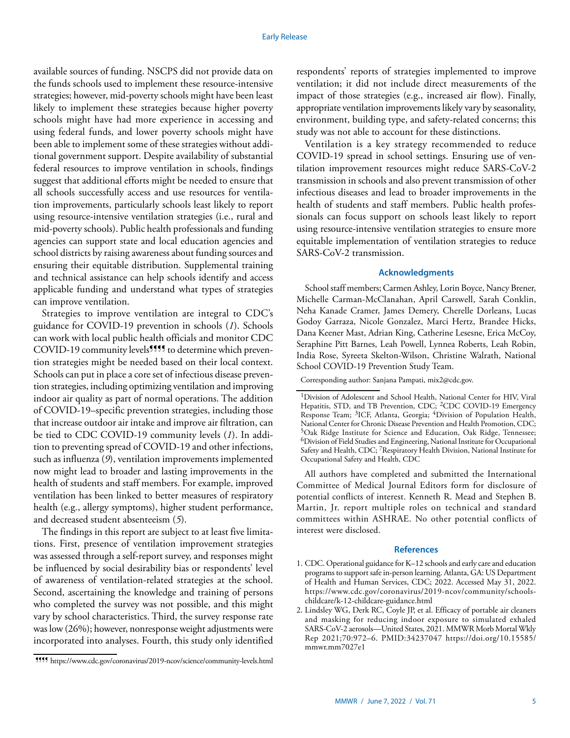available sources of funding. NSCPS did not provide data on the funds schools used to implement these resource-intensive strategies; however, mid-poverty schools might have been least likely to implement these strategies because higher poverty schools might have had more experience in accessing and using federal funds, and lower poverty schools might have been able to implement some of these strategies without additional government support. Despite availability of substantial federal resources to improve ventilation in schools, findings suggest that additional efforts might be needed to ensure that all schools successfully access and use resources for ventilation improvements, particularly schools least likely to report using resource-intensive ventilation strategies (i.e., rural and mid-poverty schools). Public health professionals and funding agencies can support state and local education agencies and school districts by raising awareness about funding sources and ensuring their equitable distribution. Supplemental training and technical assistance can help schools identify and access applicable funding and understand what types of strategies can improve ventilation.

Strategies to improve ventilation are integral to CDC's guidance for COVID-19 prevention in schools (*1*). Schools can work with local public health officials and monitor CDC COVID-19 community levels¶¶¶¶ to determine which prevention strategies might be needed based on their local context. Schools can put in place a core set of infectious disease prevention strategies, including optimizing ventilation and improving indoor air quality as part of normal operations. The addition of COVID-19–specific prevention strategies, including those that increase outdoor air intake and improve air filtration, can be tied to CDC COVID-19 community levels (*1*). In addition to preventing spread of COVID-19 and other infections, such as influenza (*9*), ventilation improvements implemented now might lead to broader and lasting improvements in the health of students and staff members. For example, improved ventilation has been linked to better measures of respiratory health (e.g., allergy symptoms), higher student performance, and decreased student absenteeism (*5*).

The findings in this report are subject to at least five limitations. First, presence of ventilation improvement strategies was assessed through a self-report survey, and responses might be influenced by social desirability bias or respondents' level of awareness of ventilation-related strategies at the school. Second, ascertaining the knowledge and training of persons who completed the survey was not possible, and this might vary by school characteristics. Third, the survey response rate was low (26%); however, nonresponse weight adjustments were incorporated into analyses. Fourth, this study only identified respondents' reports of strategies implemented to improve ventilation; it did not include direct measurements of the impact of those strategies (e.g., increased air flow). Finally, appropriate ventilation improvements likely vary by seasonality, environment, building type, and safety-related concerns; this study was not able to account for these distinctions.

Ventilation is a key strategy recommended to reduce COVID-19 spread in school settings. Ensuring use of ventilation improvement resources might reduce SARS-CoV-2 transmission in schools and also prevent transmission of other infectious diseases and lead to broader improvements in the health of students and staff members. Public health professionals can focus support on schools least likely to report using resource-intensive ventilation strategies to ensure more equitable implementation of ventilation strategies to reduce SARS-CoV-2 transmission.

¶¶¶¶ https://www.cdc.gov/coronavirus/2019-ncov/science/community-levels.html

## Acknowledgments

School staff members; Carmen Ashley, Lorin Boyce, Nancy Brener, Michelle Carman-McClanahan, April Carswell, Sarah Conklin, Neha Kanade Cramer, James Demery, Cherelle Dorleans, Lucas Godoy Garraza, Nicole Gonzalez, Marci Hertz, Brandee Hicks, Dana Keener Mast, Adrian King, Catherine Lesesne, Erica McCoy, Seraphine Pitt Barnes, Leah Powell, Lynnea Roberts, Leah Robin, India Rose, Syreeta Skelton-Wilson, Christine Walrath, National School COVID-19 Prevention Study Team.

Corresponding author: Sanjana Pampati, mix2@cdc.gov.

[1]Division of Adolescent and School Health, National Center for HIV, Viral Hepatitis, STD, and TB Prevention, CDC; [2]CDC COVID-19 Emergency Response Team; [3]ICF, Atlanta, Georgia; [4]Division of Population Health, National Center for Chronic Disease Prevention and Health Promotion, CDC; [5]Oak Ridge Institute for Science and Education, Oak Ridge, Tennessee; [6]Division of Field Studies and Engineering, National Institute for Occupational Safety and Health, CDC; [7]Respiratory Health Division, National Institute for Occupational Safety and Health, CDC

All authors have completed and submitted the International Committee of Medical Journal Editors form for disclosure of potential conflicts of interest. Kenneth R. Mead and Stephen B. Martin, Jr. report multiple roles on technical and standard committees within ASHRAE. No other potential conflicts of interest were disclosed.

## References

1. CDC. Operational guidance for K–12 schools and early care and education programs to support safe in-person learning. Atlanta, GA: US Department of Health and Human Services, CDC; 2022. Accessed May 31, 2022. https://www.cdc.gov/coronavirus/2019-ncov/community/schools-childcare/k-12-childcare-guidance.html
2. Lindsley WG, Derk RC, Coyle JP, et al. Efficacy of portable air cleaners and masking for reducing indoor exposure to simulated exhaled SARS-CoV-2 aerosols—United States, 2021. MMWR Morb Mortal Wkly Rep 2021;70:972–6. PMID:34237047 https://doi.org/10.15585/mmwr.mm7027e1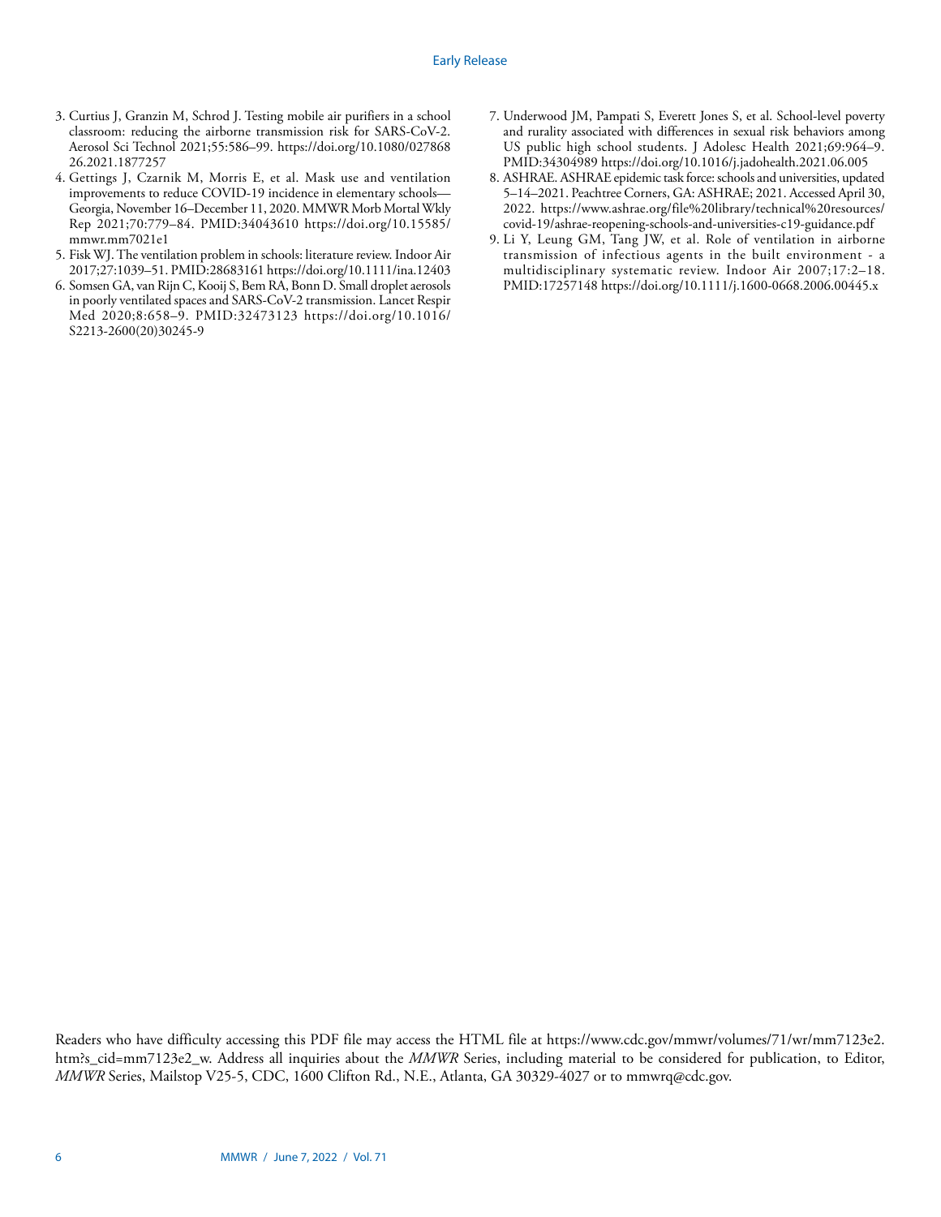3. Curtius J, Granzin M, Schrod J. Testing mobile air purifiers in a school classroom: reducing the airborne transmission risk for SARS-CoV-2. Aerosol Sci Technol 2021;55:586–99. https://doi.org/10.1080/02786826.2021.1877257
4. Gettings J, Czarnik M, Morris E, et al. Mask use and ventilation improvements to reduce COVID-19 incidence in elementary schools—Georgia, November 16–December 11, 2020. MMWR Morb Mortal Wkly Rep 2021;70:779–84. PMID:34043610 https://doi.org/10.15585/mmwr.mm7021e1
5. Fisk WJ. The ventilation problem in schools: literature review. Indoor Air 2017;27:1039–51. PMID:28683161 https://doi.org/10.1111/ina.12403
6. Somsen GA, van Rijn C, Kooij S, Bem RA, Bonn D. Small droplet aerosols in poorly ventilated spaces and SARS-CoV-2 transmission. Lancet Respir Med 2020;8:658–9. PMID:32473123 https://doi.org/10.1016/S2213-2600(20)30245-9
7. Underwood JM, Pampati S, Everett Jones S, et al. School-level poverty and rurality associated with differences in sexual risk behaviors among US public high school students. J Adolesc Health 2021;69:964–9. PMID:34304989 https://doi.org/10.1016/j.jadohealth.2021.06.005
8. ASHRAE. ASHRAE epidemic task force: schools and universities, updated 5–14–2021. Peachtree Corners, GA: ASHRAE; 2021. Accessed April 30, 2022. https://www.ashrae.org/file%20library/technical%20resources/covid-19/ashrae-reopening-schools-and-universities-c19-guidance.pdf
9. Li Y, Leung GM, Tang JW, et al. Role of ventilation in airborne transmission of infectious agents in the built environment - a multidisciplinary systematic review. Indoor Air 2007;17:2–18. PMID:17257148 https://doi.org/10.1111/j.1600-0668.2006.00445.x

Readers who have difficulty accessing this PDF file may access the HTML file at https://www.cdc.gov/mmwr/volumes/71/wr/mm7123e2.htm?s_cid=mm7123e2_w. Address all inquiries about the *MMWR* Series, including material to be considered for publication, to Editor, *MMWR* Series, Mailstop V25-5, CDC, 1600 Clifton Rd., N.E., Atlanta, GA 30329-4027 or to mmwrq@cdc.gov.